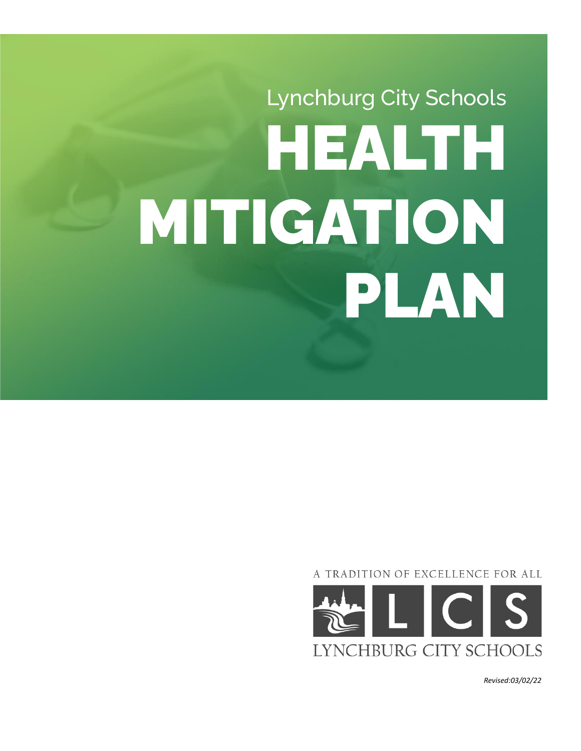Lynchburg City Schools

# HEALTH MITIGATION PLAN

A TRADITION OF EXCELLENCE FOR ALL

LCS

LYNCHBURG CITY SCHOOLS

*Revised:03/02/22*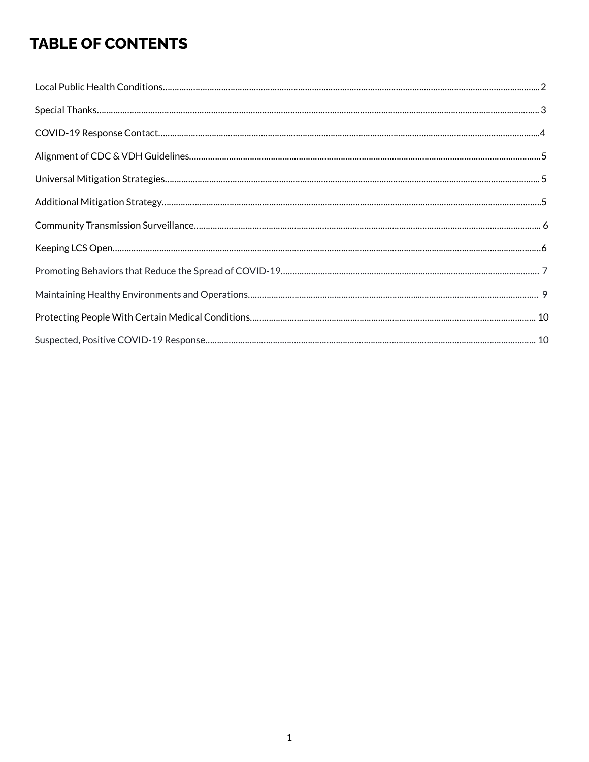# TABLE OF CONTENTS

Local Public Health Conditions........................................................................ 2

Special Thanks........................................................................ 3

COVID-19 Response Contact........................................................................ 4

Alignment of CDC & VDH Guidelines........................................................................ 5

Universal Mitigation Strategies........................................................................ 5

Additional Mitigation Strategy........................................................................ 5

Community Transmission Surveillance........................................................................ 6

Keeping LCS Open........................................................................ 6

Promoting Behaviors that Reduce the Spread of COVID-19........................................................................ 7

Maintaining Healthy Environments and Operations........................................................................ 9

Protecting People With Certain Medical Conditions........................................................................ 10

Suspected, Positive COVID-19 Response........................................................................ 10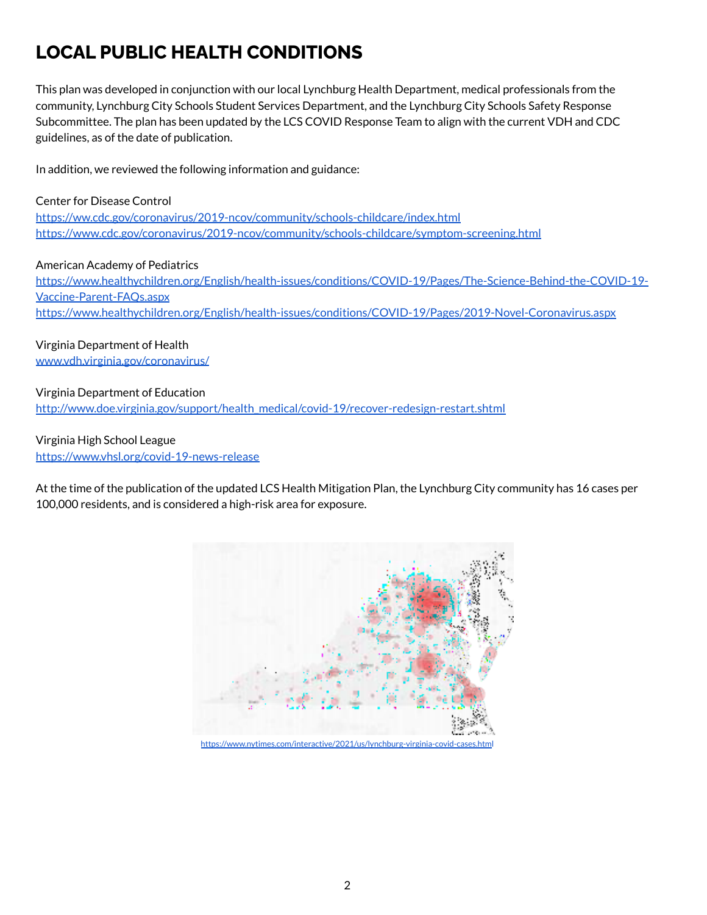# LOCAL PUBLIC HEALTH CONDITIONS

This plan was developed in conjunction with our local Lynchburg Health Department, medical professionals from the community, Lynchburg City Schools Student Services Department, and the Lynchburg City Schools Safety Response Subcommittee. The plan has been updated by the LCS COVID Response Team to align with the current VDH and CDC guidelines, as of the date of publication.

In addition, we reviewed the following information and guidance:

Center for Disease Control
https://ww.cdc.gov/coronavirus/2019-ncov/community/schools-childcare/index.html
https://www.cdc.gov/coronavirus/2019-ncov/community/schools-childcare/symptom-screening.html

American Academy of Pediatrics
https://www.healthychildren.org/English/health-issues/conditions/COVID-19/Pages/The-Science-Behind-the-COVID-19-Vaccine-Parent-FAQs.aspx
https://www.healthychildren.org/English/health-issues/conditions/COVID-19/Pages/2019-Novel-Coronavirus.aspx

Virginia Department of Health
www.vdh.virginia.gov/coronavirus/

Virginia Department of Education
http://www.doe.virginia.gov/support/health_medical/covid-19/recover-redesign-restart.shtml

Virginia High School League
https://www.vhsl.org/covid-19-news-release

At the time of the publication of the updated LCS Health Mitigation Plan, the Lynchburg City community has 16 cases per 100,000 residents, and is considered a high-risk area for exposure.

https://www.nytimes.com/interactive/2021/us/lynchburg-virginia-covid-cases.html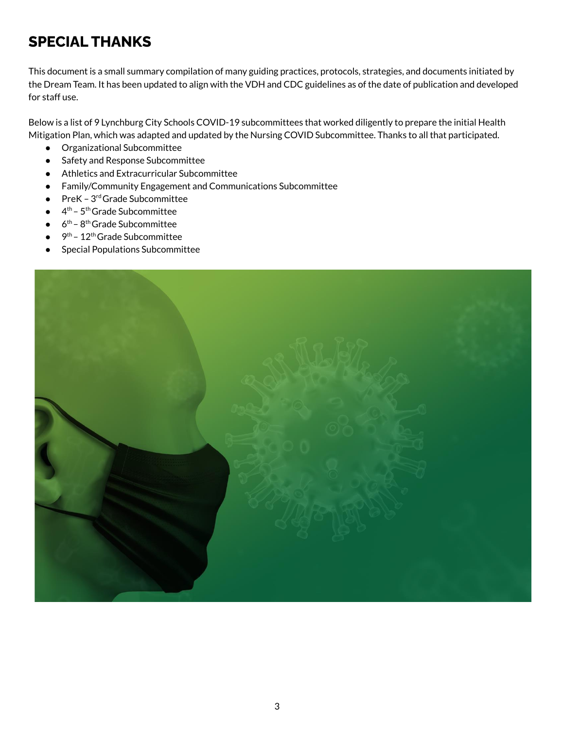# SPECIAL THANKS

This document is a small summary compilation of many guiding practices, protocols, strategies, and documents initiated by the Dream Team. It has been updated to align with the VDH and CDC guidelines as of the date of publication and developed for staff use.

Below is a list of 9 Lynchburg City Schools COVID-19 subcommittees that worked diligently to prepare the initial Health Mitigation Plan, which was adapted and updated by the Nursing COVID Subcommittee. Thanks to all that participated.

- Organizational Subcommittee
- Safety and Response Subcommittee
- Athletics and Extracurricular Subcommittee
- Family/Community Engagement and Communications Subcommittee
- PreK – 3rd Grade Subcommittee
- 4th – 5th Grade Subcommittee
- 6th – 8th Grade Subcommittee
- 9th – 12th Grade Subcommittee
- Special Populations Subcommittee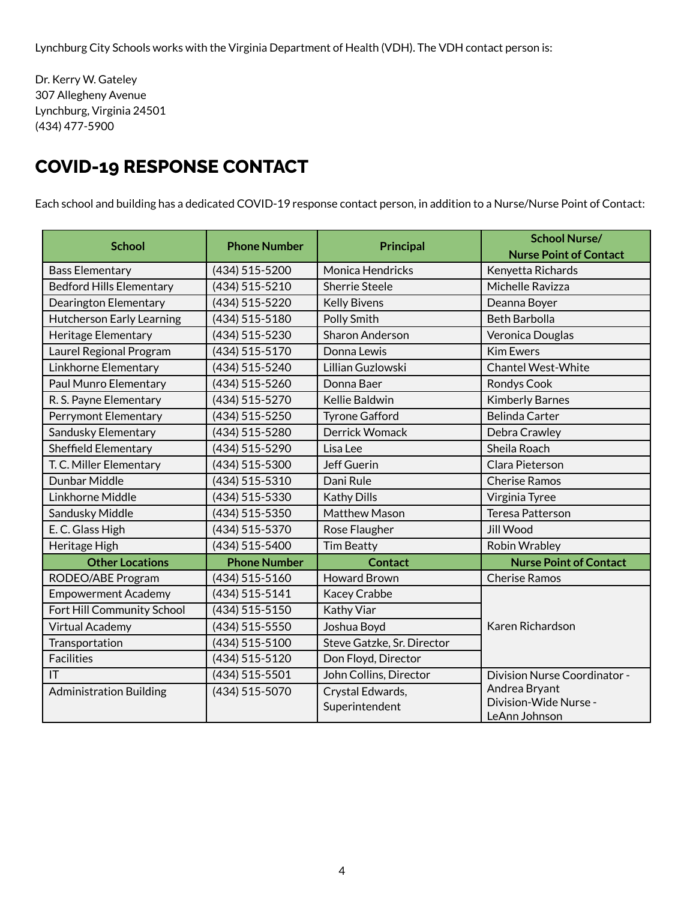Lynchburg City Schools works with the Virginia Department of Health (VDH). The VDH contact person is:

Dr. Kerry W. Gateley
307 Allegheny Avenue
Lynchburg, Virginia 24501
(434) 477-5900

## COVID-19 RESPONSE CONTACT

Each school and building has a dedicated COVID-19 response contact person, in addition to a Nurse/Nurse Point of Contact:

| School | Phone Number | Principal | School Nurse/ Nurse Point of Contact |
|---|---|---|---|
| Bass Elementary | (434) 515-5200 | Monica Hendricks | Kenyetta Richards |
| Bedford Hills Elementary | (434) 515-5210 | Sherrie Steele | Michelle Ravizza |
| Dearington Elementary | (434) 515-5220 | Kelly Bivens | Deanna Boyer |
| Hutcherson Early Learning | (434) 515-5180 | Polly Smith | Beth Barbolla |
| Heritage Elementary | (434) 515-5230 | Sharon Anderson | Veronica Douglas |
| Laurel Regional Program | (434) 515-5170 | Donna Lewis | Kim Ewers |
| Linkhorne Elementary | (434) 515-5240 | Lillian Guzlowski | Chantel West-White |
| Paul Munro Elementary | (434) 515-5260 | Donna Baer | Rondys Cook |
| R. S. Payne Elementary | (434) 515-5270 | Kellie Baldwin | Kimberly Barnes |
| Perrymont Elementary | (434) 515-5250 | Tyrone Gafford | Belinda Carter |
| Sandusky Elementary | (434) 515-5280 | Derrick Womack | Debra Crawley |
| Sheffield Elementary | (434) 515-5290 | Lisa Lee | Sheila Roach |
| T. C. Miller Elementary | (434) 515-5300 | Jeff Guerin | Clara Pieterson |
| Dunbar Middle | (434) 515-5310 | Dani Rule | Cherise Ramos |
| Linkhorne Middle | (434) 515-5330 | Kathy Dills | Virginia Tyree |
| Sandusky Middle | (434) 515-5350 | Matthew Mason | Teresa Patterson |
| E. C. Glass High | (434) 515-5370 | Rose Flaugher | Jill Wood |
| Heritage High | (434) 515-5400 | Tim Beatty | Robin Wrabley |
| **Other Locations** | **Phone Number** | **Contact** | **Nurse Point of Contact** |
| RODEO/ABE Program | (434) 515-5160 | Howard Brown | Cherise Ramos |
| Empowerment Academy | (434) 515-5141 | Kacey Crabbe | Karen Richardson |
| Fort Hill Community School | (434) 515-5150 | Kathy Viar | |
| Virtual Academy | (434) 515-5550 | Joshua Boyd | |
| Transportation | (434) 515-5100 | Steve Gatzke, Sr. Director | |
| Facilities | (434) 515-5120 | Don Floyd, Director | |
| IT | (434) 515-5501 | John Collins, Director | Division Nurse Coordinator - Andrea Bryant Division-Wide Nurse - LeAnn Johnson |
| Administration Building | (434) 515-5070 | Crystal Edwards, Superintendent | |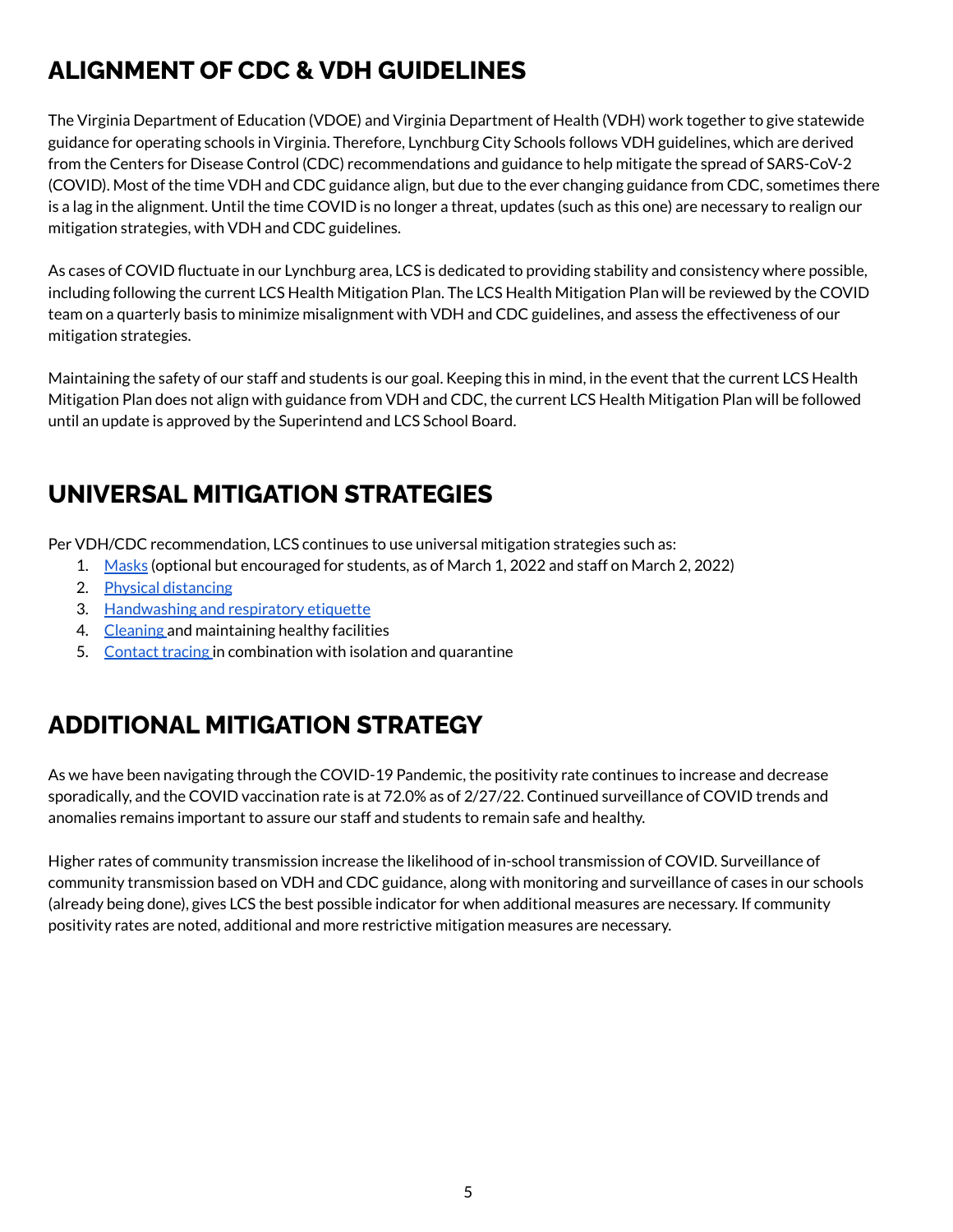## ALIGNMENT OF CDC & VDH GUIDELINES

The Virginia Department of Education (VDOE) and Virginia Department of Health (VDH) work together to give statewide guidance for operating schools in Virginia. Therefore, Lynchburg City Schools follows VDH guidelines, which are derived from the Centers for Disease Control (CDC) recommendations and guidance to help mitigate the spread of SARS-CoV-2 (COVID). Most of the time VDH and CDC guidance align, but due to the ever changing guidance from CDC, sometimes there is a lag in the alignment. Until the time COVID is no longer a threat, updates (such as this one) are necessary to realign our mitigation strategies, with VDH and CDC guidelines.

As cases of COVID fluctuate in our Lynchburg area, LCS is dedicated to providing stability and consistency where possible, including following the current LCS Health Mitigation Plan. The LCS Health Mitigation Plan will be reviewed by the COVID team on a quarterly basis to minimize misalignment with VDH and CDC guidelines, and assess the effectiveness of our mitigation strategies.

Maintaining the safety of our staff and students is our goal. Keeping this in mind, in the event that the current LCS Health Mitigation Plan does not align with guidance from VDH and CDC, the current LCS Health Mitigation Plan will be followed until an update is approved by the Superintend and LCS School Board.

## UNIVERSAL MITIGATION STRATEGIES

Per VDH/CDC recommendation, LCS continues to use universal mitigation strategies such as:

1. Masks (optional but encouraged for students, as of March 1, 2022 and staff on March 2, 2022)
2. Physical distancing
3. Handwashing and respiratory etiquette
4. Cleaning and maintaining healthy facilities
5. Contact tracing in combination with isolation and quarantine

## ADDITIONAL MITIGATION STRATEGY

As we have been navigating through the COVID-19 Pandemic, the positivity rate continues to increase and decrease sporadically, and the COVID vaccination rate is at 72.0% as of 2/27/22. Continued surveillance of COVID trends and anomalies remains important to assure our staff and students to remain safe and healthy.

Higher rates of community transmission increase the likelihood of in-school transmission of COVID. Surveillance of community transmission based on VDH and CDC guidance, along with monitoring and surveillance of cases in our schools (already being done), gives LCS the best possible indicator for when additional measures are necessary. If community positivity rates are noted, additional and more restrictive mitigation measures are necessary.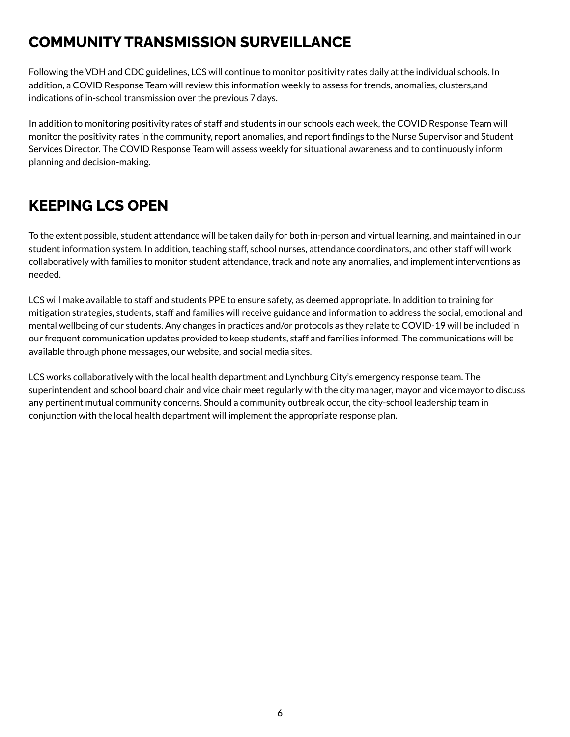## COMMUNITY TRANSMISSION SURVEILLANCE

Following the VDH and CDC guidelines, LCS will continue to monitor positivity rates daily at the individual schools. In addition, a COVID Response Team will review this information weekly to assess for trends, anomalies, clusters,and indications of in-school transmission over the previous 7 days.

In addition to monitoring positivity rates of staff and students in our schools each week, the COVID Response Team will monitor the positivity rates in the community, report anomalies, and report findings to the Nurse Supervisor and Student Services Director. The COVID Response Team will assess weekly for situational awareness and to continuously inform planning and decision-making.

## KEEPING LCS OPEN

To the extent possible, student attendance will be taken daily for both in-person and virtual learning, and maintained in our student information system. In addition, teaching staff, school nurses, attendance coordinators, and other staff will work collaboratively with families to monitor student attendance, track and note any anomalies, and implement interventions as needed.

LCS will make available to staff and students PPE to ensure safety, as deemed appropriate. In addition to training for mitigation strategies, students, staff and families will receive guidance and information to address the social, emotional and mental wellbeing of our students. Any changes in practices and/or protocols as they relate to COVID-19 will be included in our frequent communication updates provided to keep students, staff and families informed. The communications will be available through phone messages, our website, and social media sites.

LCS works collaboratively with the local health department and Lynchburg City's emergency response team. The superintendent and school board chair and vice chair meet regularly with the city manager, mayor and vice mayor to discuss any pertinent mutual community concerns. Should a community outbreak occur, the city-school leadership team in conjunction with the local health department will implement the appropriate response plan.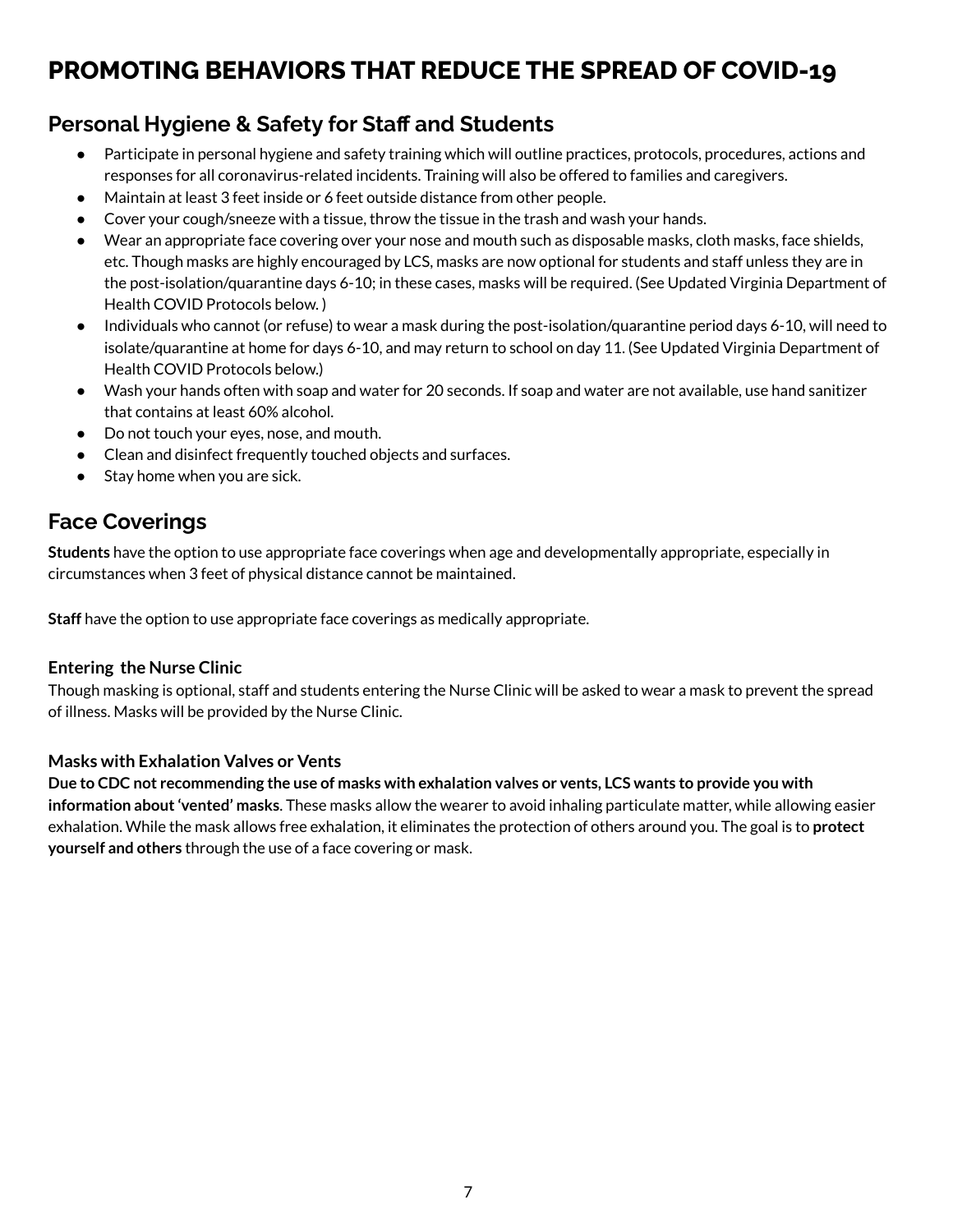# PROMOTING BEHAVIORS THAT REDUCE THE SPREAD OF COVID-19

## Personal Hygiene & Safety for Staff and Students

- Participate in personal hygiene and safety training which will outline practices, protocols, procedures, actions and responses for all coronavirus-related incidents. Training will also be offered to families and caregivers.
- Maintain at least 3 feet inside or 6 feet outside distance from other people.
- Cover your cough/sneeze with a tissue, throw the tissue in the trash and wash your hands.
- Wear an appropriate face covering over your nose and mouth such as disposable masks, cloth masks, face shields, etc. Though masks are highly encouraged by LCS, masks are now optional for students and staff unless they are in the post-isolation/quarantine days 6-10; in these cases, masks will be required. (See Updated Virginia Department of Health COVID Protocols below. )
- Individuals who cannot (or refuse) to wear a mask during the post-isolation/quarantine period days 6-10, will need to isolate/quarantine at home for days 6-10, and may return to school on day 11. (See Updated Virginia Department of Health COVID Protocols below.)
- Wash your hands often with soap and water for 20 seconds. If soap and water are not available, use hand sanitizer that contains at least 60% alcohol.
- Do not touch your eyes, nose, and mouth.
- Clean and disinfect frequently touched objects and surfaces.
- Stay home when you are sick.

## Face Coverings

**Students** have the option to use appropriate face coverings when age and developmentally appropriate, especially in circumstances when 3 feet of physical distance cannot be maintained.

**Staff** have the option to use appropriate face coverings as medically appropriate.

### Entering the Nurse Clinic

Though masking is optional, staff and students entering the Nurse Clinic will be asked to wear a mask to prevent the spread of illness. Masks will be provided by the Nurse Clinic.

### Masks with Exhalation Valves or Vents

**Due to CDC not recommending the use of masks with exhalation valves or vents, LCS wants to provide you with information about 'vented' masks**. These masks allow the wearer to avoid inhaling particulate matter, while allowing easier exhalation. While the mask allows free exhalation, it eliminates the protection of others around you. The goal is to **protect yourself and others** through the use of a face covering or mask.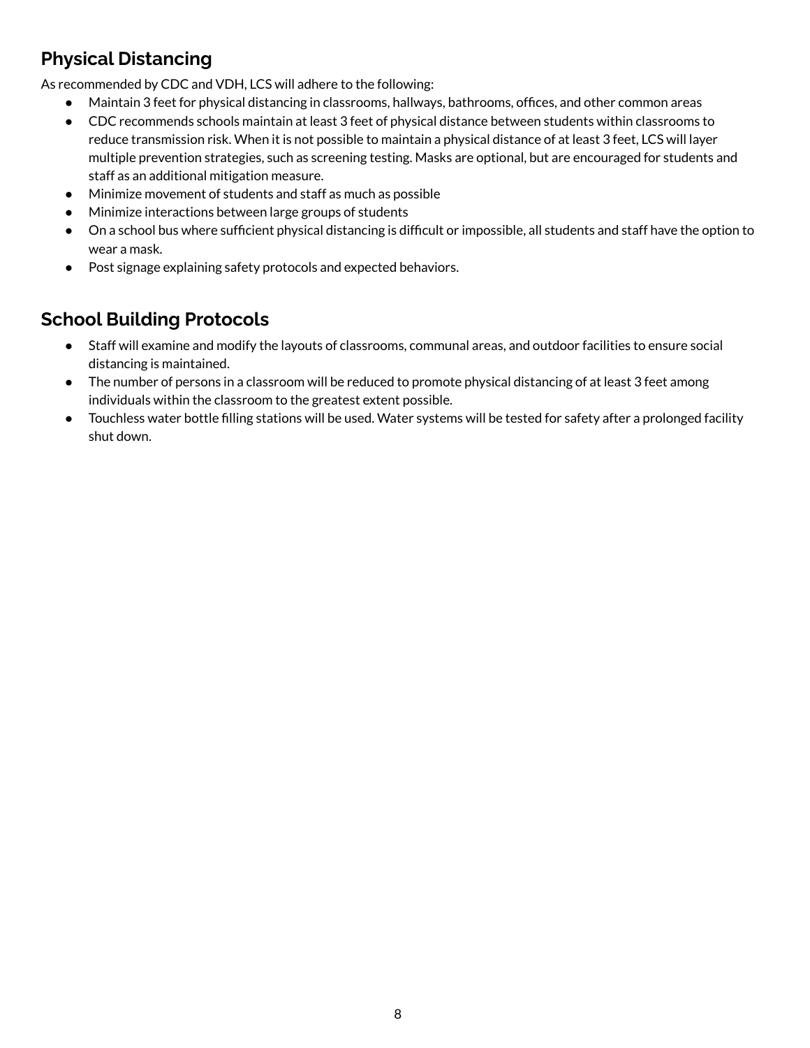## Physical Distancing

As recommended by CDC and VDH, LCS will adhere to the following:

- Maintain 3 feet for physical distancing in classrooms, hallways, bathrooms, offices, and other common areas
- CDC recommends schools maintain at least 3 feet of physical distance between students within classrooms to reduce transmission risk. When it is not possible to maintain a physical distance of at least 3 feet, LCS will layer multiple prevention strategies, such as screening testing. Masks are optional, but are encouraged for students and staff as an additional mitigation measure.
- Minimize movement of students and staff as much as possible
- Minimize interactions between large groups of students
- On a school bus where sufficient physical distancing is difficult or impossible, all students and staff have the option to wear a mask.
- Post signage explaining safety protocols and expected behaviors.

## School Building Protocols

- Staff will examine and modify the layouts of classrooms, communal areas, and outdoor facilities to ensure social distancing is maintained.
- The number of persons in a classroom will be reduced to promote physical distancing of at least 3 feet among individuals within the classroom to the greatest extent possible.
- Touchless water bottle filling stations will be used. Water systems will be tested for safety after a prolonged facility shut down.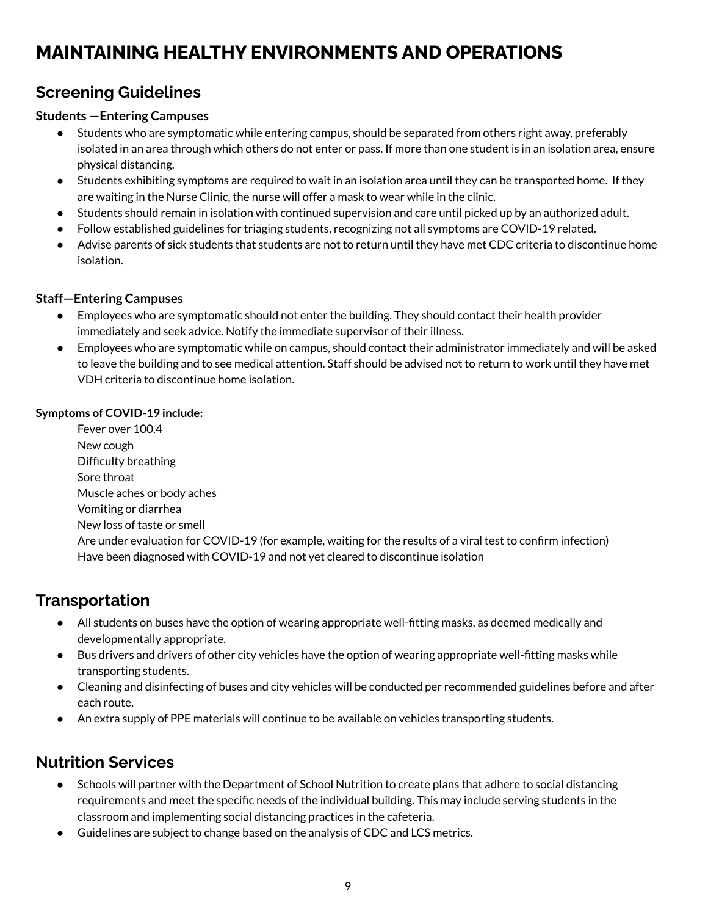# MAINTAINING HEALTHY ENVIRONMENTS AND OPERATIONS

## Screening Guidelines

**Students —Entering Campuses**

- Students who are symptomatic while entering campus, should be separated from others right away, preferably isolated in an area through which others do not enter or pass. If more than one student is in an isolation area, ensure physical distancing.
- Students exhibiting symptoms are required to wait in an isolation area until they can be transported home. If they are waiting in the Nurse Clinic, the nurse will offer a mask to wear while in the clinic.
- Students should remain in isolation with continued supervision and care until picked up by an authorized adult.
- Follow established guidelines for triaging students, recognizing not all symptoms are COVID-19 related.
- Advise parents of sick students that students are not to return until they have met CDC criteria to discontinue home isolation.

**Staff—Entering Campuses**

- Employees who are symptomatic should not enter the building. They should contact their health provider immediately and seek advice. Notify the immediate supervisor of their illness.
- Employees who are symptomatic while on campus, should contact their administrator immediately and will be asked to leave the building and to see medical attention. Staff should be advised not to return to work until they have met VDH criteria to discontinue home isolation.

**Symptoms of COVID-19 include:**

Fever over 100.4
New cough
Difficulty breathing
Sore throat
Muscle aches or body aches
Vomiting or diarrhea
New loss of taste or smell
Are under evaluation for COVID-19 (for example, waiting for the results of a viral test to confirm infection)
Have been diagnosed with COVID-19 and not yet cleared to discontinue isolation

## Transportation

- All students on buses have the option of wearing appropriate well-fitting masks, as deemed medically and developmentally appropriate.
- Bus drivers and drivers of other city vehicles have the option of wearing appropriate well-fitting masks while transporting students.
- Cleaning and disinfecting of buses and city vehicles will be conducted per recommended guidelines before and after each route.
- An extra supply of PPE materials will continue to be available on vehicles transporting students.

## Nutrition Services

- Schools will partner with the Department of School Nutrition to create plans that adhere to social distancing requirements and meet the specific needs of the individual building. This may include serving students in the classroom and implementing social distancing practices in the cafeteria.
- Guidelines are subject to change based on the analysis of CDC and LCS metrics.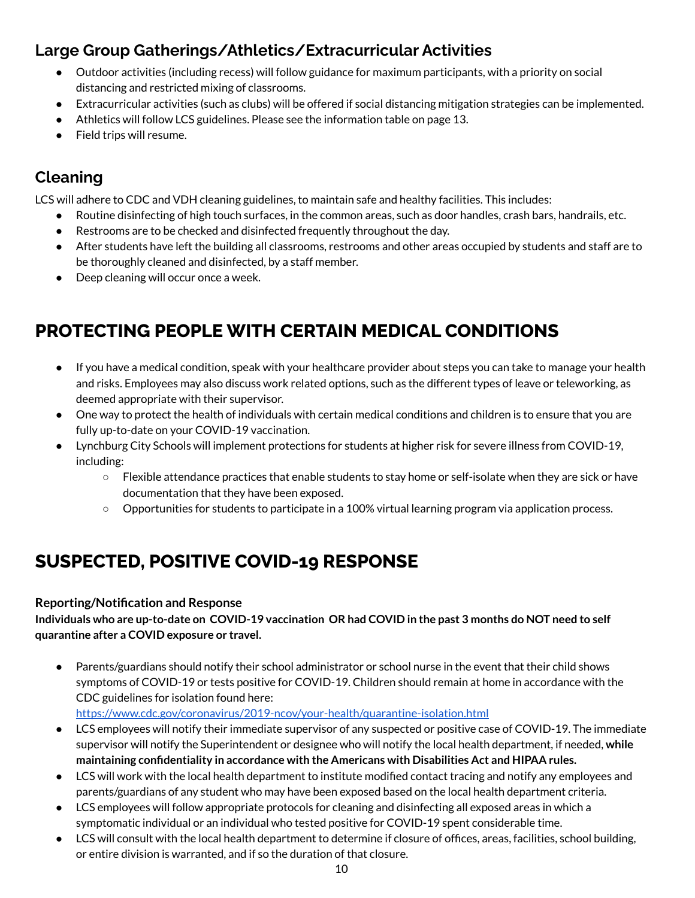### Large Group Gatherings/Athletics/Extracurricular Activities

- Outdoor activities (including recess) will follow guidance for maximum participants, with a priority on social distancing and restricted mixing of classrooms.
- Extracurricular activities (such as clubs) will be offered if social distancing mitigation strategies can be implemented.
- Athletics will follow LCS guidelines. Please see the information table on page 13.
- Field trips will resume.

### Cleaning

LCS will adhere to CDC and VDH cleaning guidelines, to maintain safe and healthy facilities. This includes:

- Routine disinfecting of high touch surfaces, in the common areas, such as door handles, crash bars, handrails, etc.
- Restrooms are to be checked and disinfected frequently throughout the day.
- After students have left the building all classrooms, restrooms and other areas occupied by students and staff are to be thoroughly cleaned and disinfected, by a staff member.
- Deep cleaning will occur once a week.

## PROTECTING PEOPLE WITH CERTAIN MEDICAL CONDITIONS

- If you have a medical condition, speak with your healthcare provider about steps you can take to manage your health and risks. Employees may also discuss work related options, such as the different types of leave or teleworking, as deemed appropriate with their supervisor.
- One way to protect the health of individuals with certain medical conditions and children is to ensure that you are fully up-to-date on your COVID-19 vaccination.
- Lynchburg City Schools will implement protections for students at higher risk for severe illness from COVID-19, including:
    - Flexible attendance practices that enable students to stay home or self-isolate when they are sick or have documentation that they have been exposed.
    - Opportunities for students to participate in a 100% virtual learning program via application process.

## SUSPECTED, POSITIVE COVID-19 RESPONSE

**Reporting/Notification and Response**

**Individuals who are up-to-date on COVID-19 vaccination OR had COVID in the past 3 months do NOT need to self quarantine after a COVID exposure or travel.**

- Parents/guardians should notify their school administrator or school nurse in the event that their child shows symptoms of COVID-19 or tests positive for COVID-19. Children should remain at home in accordance with the CDC guidelines for isolation found here: https://www.cdc.gov/coronavirus/2019-ncov/your-health/quarantine-isolation.html
- LCS employees will notify their immediate supervisor of any suspected or positive case of COVID-19. The immediate supervisor will notify the Superintendent or designee who will notify the local health department, if needed, **while maintaining confidentiality in accordance with the Americans with Disabilities Act and HIPAA rules.**
- LCS will work with the local health department to institute modified contact tracing and notify any employees and parents/guardians of any student who may have been exposed based on the local health department criteria.
- LCS employees will follow appropriate protocols for cleaning and disinfecting all exposed areas in which a symptomatic individual or an individual who tested positive for COVID-19 spent considerable time.
- LCS will consult with the local health department to determine if closure of offices, areas, facilities, school building, or entire division is warranted, and if so the duration of that closure.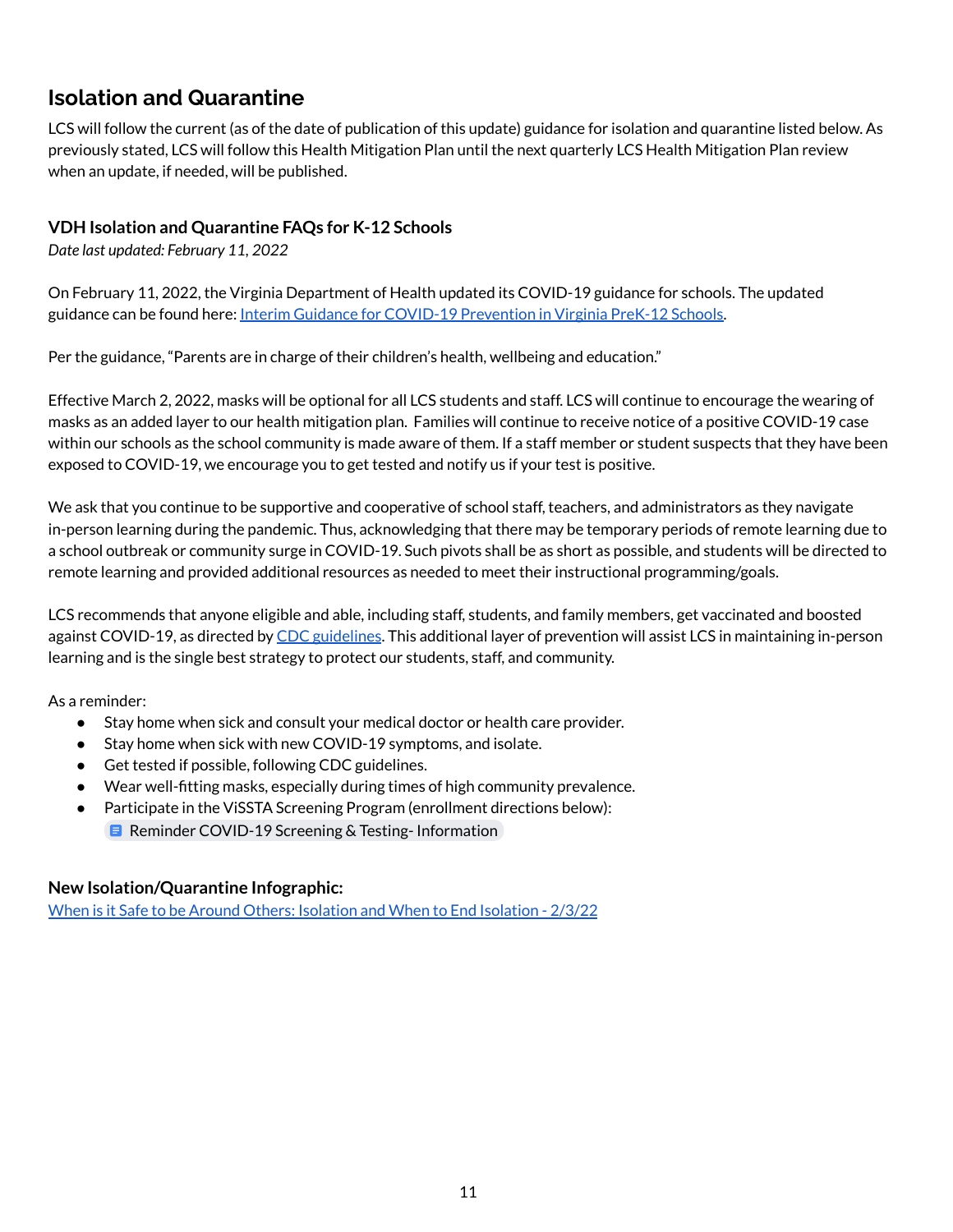## Isolation and Quarantine

LCS will follow the current (as of the date of publication of this update) guidance for isolation and quarantine listed below. As previously stated, LCS will follow this Health Mitigation Plan until the next quarterly LCS Health Mitigation Plan review when an update, if needed, will be published.

### VDH Isolation and Quarantine FAQs for K-12 Schools

*Date last updated: February 11, 2022*

On February 11, 2022, the Virginia Department of Health updated its COVID-19 guidance for schools. The updated guidance can be found here: Interim Guidance for COVID-19 Prevention in Virginia PreK-12 Schools.

Per the guidance, "Parents are in charge of their children's health, wellbeing and education."

Effective March 2, 2022, masks will be optional for all LCS students and staff. LCS will continue to encourage the wearing of masks as an added layer to our health mitigation plan. Families will continue to receive notice of a positive COVID-19 case within our schools as the school community is made aware of them. If a staff member or student suspects that they have been exposed to COVID-19, we encourage you to get tested and notify us if your test is positive.

We ask that you continue to be supportive and cooperative of school staff, teachers, and administrators as they navigate in-person learning during the pandemic. Thus, acknowledging that there may be temporary periods of remote learning due to a school outbreak or community surge in COVID-19. Such pivots shall be as short as possible, and students will be directed to remote learning and provided additional resources as needed to meet their instructional programming/goals.

LCS recommends that anyone eligible and able, including staff, students, and family members, get vaccinated and boosted against COVID-19, as directed by CDC guidelines. This additional layer of prevention will assist LCS in maintaining in-person learning and is the single best strategy to protect our students, staff, and community.

As a reminder:

- Stay home when sick and consult your medical doctor or health care provider.
- Stay home when sick with new COVID-19 symptoms, and isolate.
- Get tested if possible, following CDC guidelines.
- Wear well-fitting masks, especially during times of high community prevalence.
- Participate in the ViSSTA Screening Program (enrollment directions below):
  Reminder COVID-19 Screening & Testing- Information

### New Isolation/Quarantine Infographic:

When is it Safe to be Around Others: Isolation and When to End Isolation - 2/3/22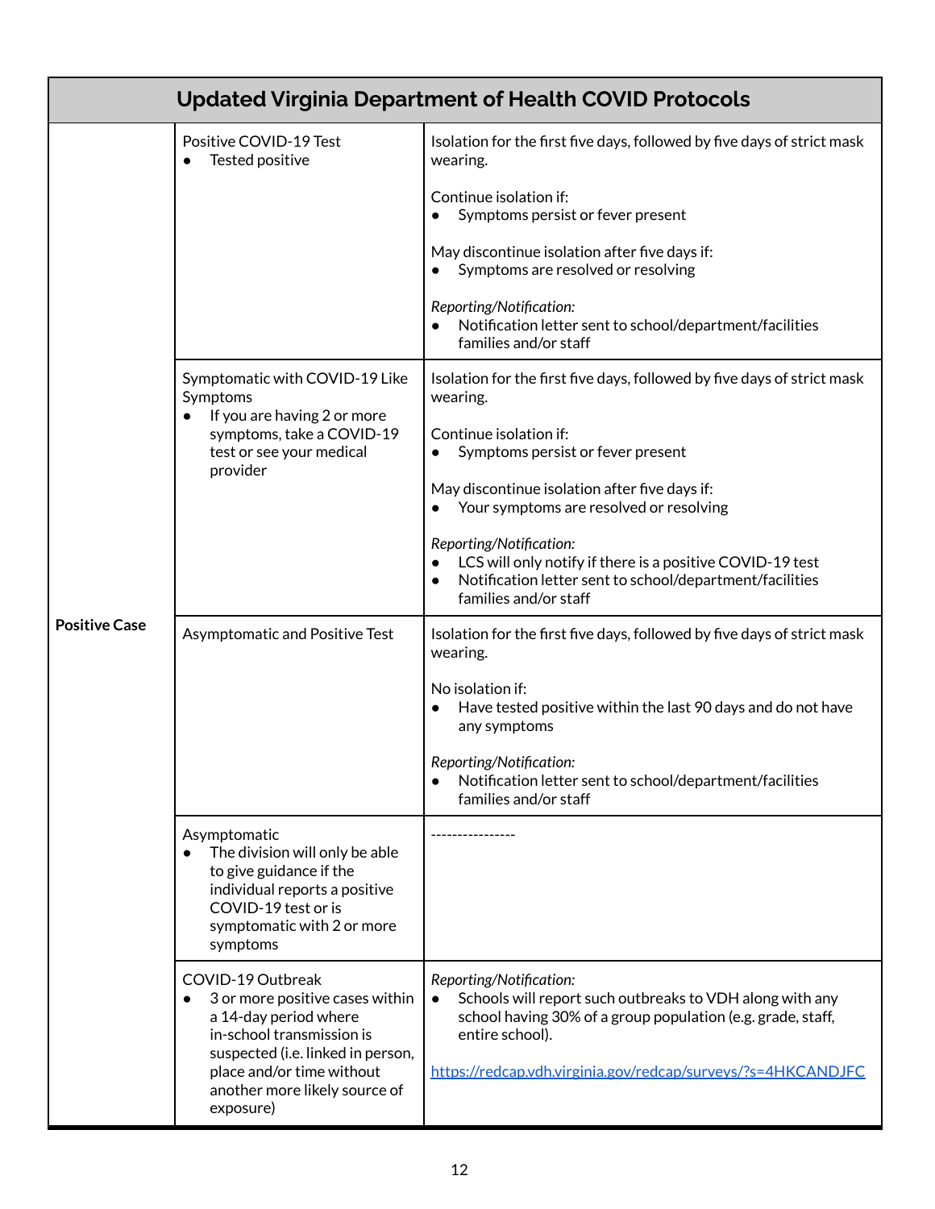## Updated Virginia Department of Health COVID Protocols

| | | |
|---|---|---|
| **Positive Case** | Positive COVID-19 Test<br>• Tested positive | Isolation for the first five days, followed by five days of strict mask wearing.<br><br>Continue isolation if:<br>• Symptoms persist or fever present<br><br>May discontinue isolation after five days if:<br>• Symptoms are resolved or resolving<br><br>*Reporting/Notification:*<br>• Notification letter sent to school/department/facilities families and/or staff |
| | Symptomatic with COVID-19 Like Symptoms<br>• If you are having 2 or more symptoms, take a COVID-19 test or see your medical provider | Isolation for the first five days, followed by five days of strict mask wearing.<br><br>Continue isolation if:<br>• Symptoms persist or fever present<br><br>May discontinue isolation after five days if:<br>• Your symptoms are resolved or resolving<br><br>*Reporting/Notification:*<br>• LCS will only notify if there is a positive COVID-19 test<br>• Notification letter sent to school/department/facilities families and/or staff |
| | Asymptomatic and Positive Test | Isolation for the first five days, followed by five days of strict mask wearing.<br><br>No isolation if:<br>• Have tested positive within the last 90 days and do not have any symptoms<br><br>*Reporting/Notification:*<br>• Notification letter sent to school/department/facilities families and/or staff |
| | Asymptomatic<br>• The division will only be able to give guidance if the individual reports a positive COVID-19 test or is symptomatic with 2 or more symptoms | ---------------- |
| | COVID-19 Outbreak<br>• 3 or more positive cases within a 14-day period where in-school transmission is suspected (i.e. linked in person, place and/or time without another more likely source of exposure) | *Reporting/Notification:*<br>• Schools will report such outbreaks to VDH along with any school having 30% of a group population (e.g. grade, staff, entire school).<br><br>https://redcap.vdh.virginia.gov/redcap/surveys/?s=4HKCANDJFC |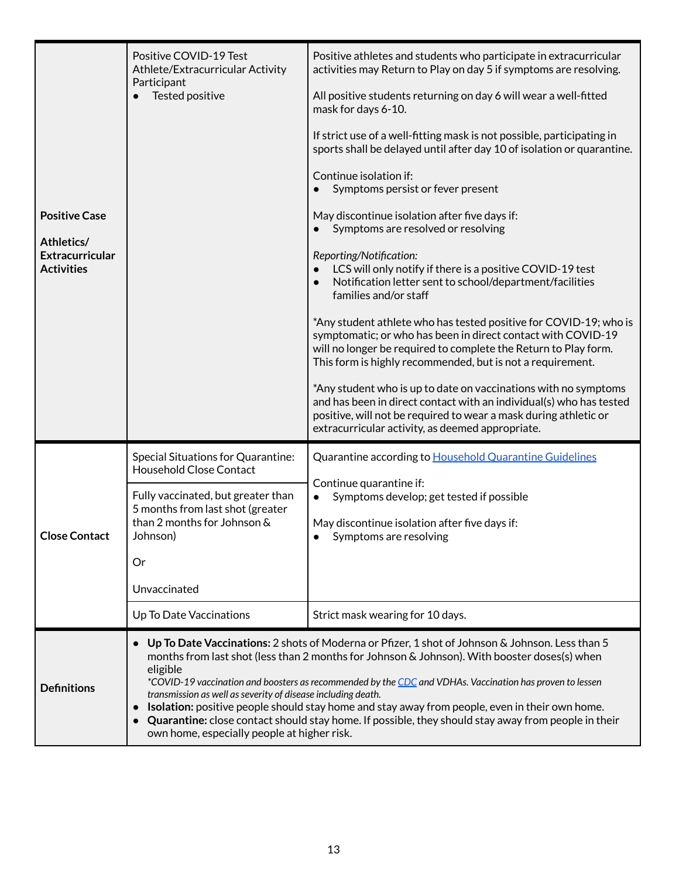| | | |
|---|---|---|
| **Positive Case**<br><br>**Athletics/ Extracurricular Activities** | Positive COVID-19 Test Athlete/Extracurricular Activity Participant<br>• Tested positive | Positive athletes and students who participate in extracurricular activities may Return to Play on day 5 if symptoms are resolving.<br><br>All positive students returning on day 6 will wear a well-fitted mask for days 6-10.<br><br>If strict use of a well-fitting mask is not possible, participating in sports shall be delayed until after day 10 of isolation or quarantine.<br><br>Continue isolation if:<br>• Symptoms persist or fever present<br><br>May discontinue isolation after five days if:<br>• Symptoms are resolved or resolving<br><br>*Reporting/Notification:*<br>• LCS will only notify if there is a positive COVID-19 test<br>• Notification letter sent to school/department/facilities families and/or staff<br><br>*Any student athlete who has tested positive for COVID-19; who is symptomatic; or who has been in direct contact with COVID-19 will no longer be required to complete the Return to Play form. This form is highly recommended, but is not a requirement.<br><br>*Any student who is up to date on vaccinations with no symptoms and has been in direct contact with an individual(s) who has tested positive, will not be required to wear a mask during athletic or extracurricular activity, as deemed appropriate. |
| **Close Contact** | Special Situations for Quarantine: Household Close Contact | Quarantine according to [Household Quarantine Guidelines]() |
| | Fully vaccinated, but greater than 5 months from last shot (greater than 2 months for Johnson & Johnson)<br><br>Or<br><br>Unvaccinated | Continue quarantine if:<br>• Symptoms develop; get tested if possible<br><br>May discontinue isolation after five days if:<br>• Symptoms are resolving |
| | Up To Date Vaccinations | Strict mask wearing for 10 days. |
| **Definitions** | • **Up To Date Vaccinations:** 2 shots of Moderna or Pfizer, 1 shot of Johnson & Johnson. Less than 5 months from last shot (less than 2 months for Johnson & Johnson). With booster doses(s) when eligible<br>*\*COVID-19 vaccination and boosters as recommended by the [CDC]() and VDHAs. Vaccination has proven to lessen transmission as well as severity of disease including death.*<br>• **Isolation:** positive people should stay home and stay away from people, even in their own home.<br>• **Quarantine:** close contact should stay home. If possible, they should stay away from people in their own home, especially people at higher risk. | |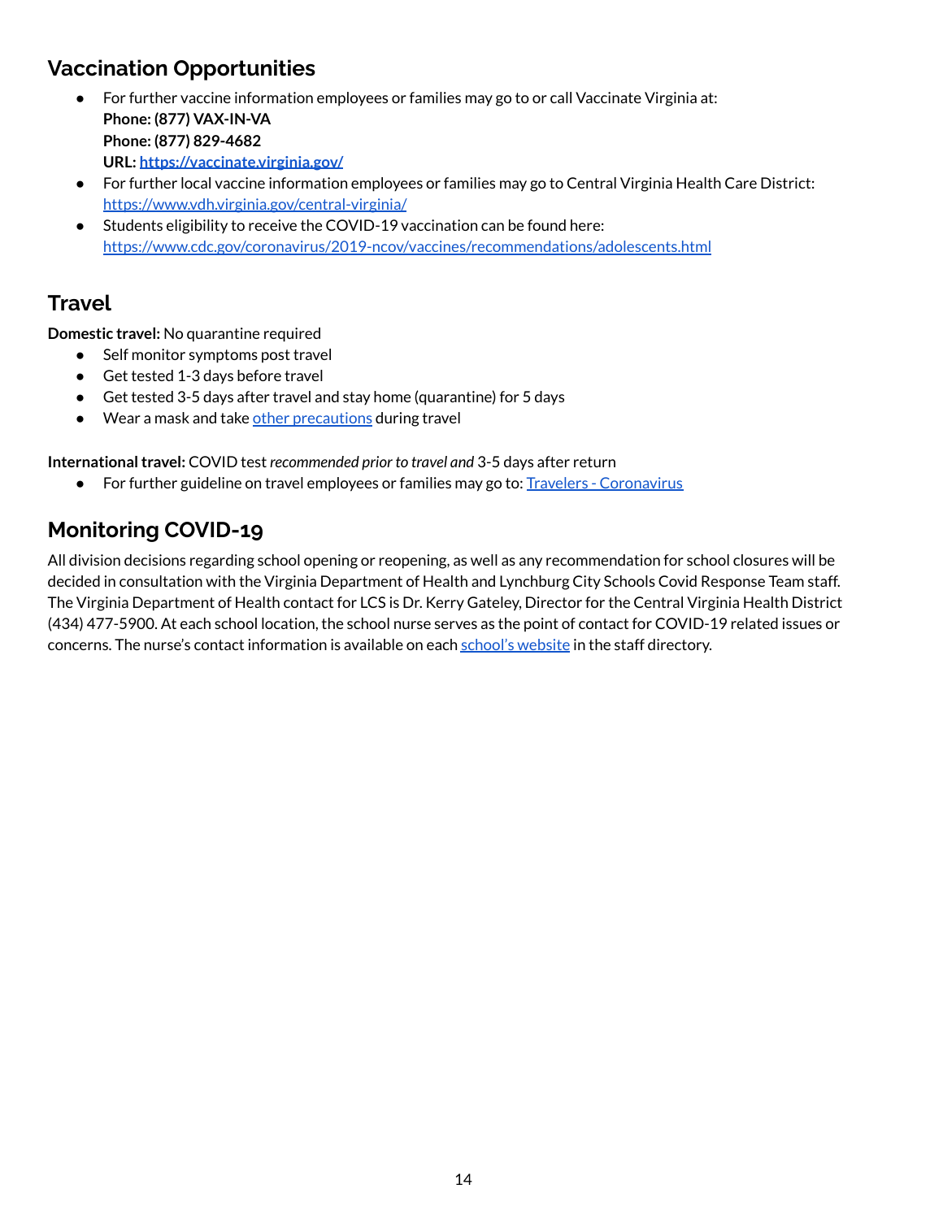## Vaccination Opportunities

- For further vaccine information employees or families may go to or call Vaccinate Virginia at:
  **Phone: (877) VAX-IN-VA**
  **Phone: (877) 829-4682**
  **URL: [https://vaccinate.virginia.gov/](https://vaccinate.virginia.gov/)**
- For further local vaccine information employees or families may go to Central Virginia Health Care District: [https://www.vdh.virginia.gov/central-virginia/](https://www.vdh.virginia.gov/central-virginia/)
- Students eligibility to receive the COVID-19 vaccination can be found here: [https://www.cdc.gov/coronavirus/2019-ncov/vaccines/recommendations/adolescents.html](https://www.cdc.gov/coronavirus/2019-ncov/vaccines/recommendations/adolescents.html)

## Travel

**Domestic travel:** No quarantine required

- Self monitor symptoms post travel
- Get tested 1-3 days before travel
- Get tested 3-5 days after travel and stay home (quarantine) for 5 days
- Wear a mask and take other precautions during travel

**International travel:** COVID test *recommended prior to travel and* 3-5 days after return

- For further guideline on travel employees or families may go to: Travelers - Coronavirus

## Monitoring COVID-19

All division decisions regarding school opening or reopening, as well as any recommendation for school closures will be decided in consultation with the Virginia Department of Health and Lynchburg City Schools Covid Response Team staff. The Virginia Department of Health contact for LCS is Dr. Kerry Gateley, Director for the Central Virginia Health District (434) 477-5900. At each school location, the school nurse serves as the point of contact for COVID-19 related issues or concerns. The nurse's contact information is available on each school's website in the staff directory.